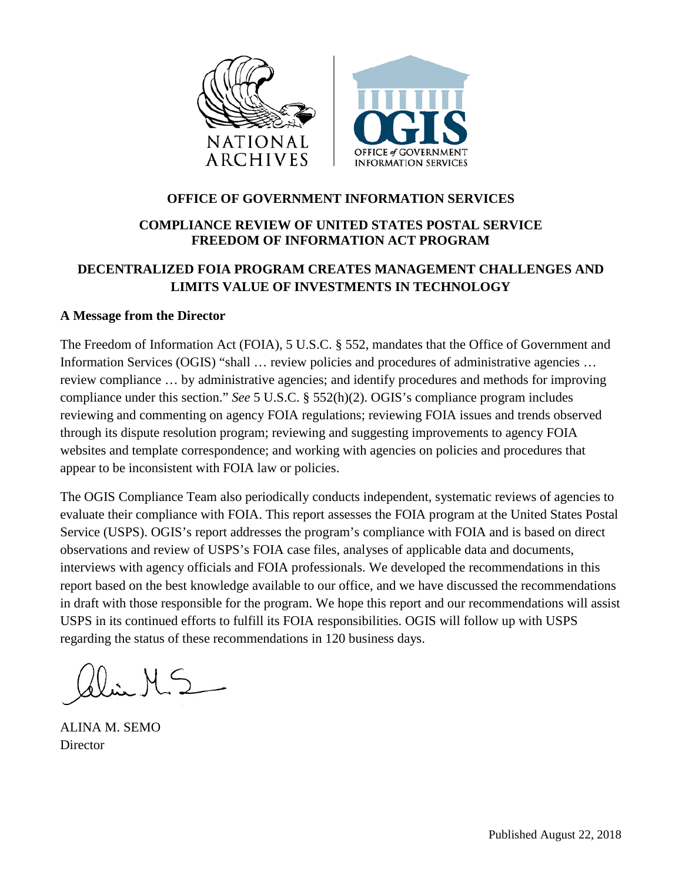# OFFICE OF GOVERNMENT INFORMATION SERVICES

## COMPLIANCE REVIEW OF UNITED STATES POSTAL SERVICE FREEDOM OF INFORMATION ACT PROGRAM

## DECENTRALIZED FOIA PROGRAM CREATES MANAGEMENT CHALLENGES AND LIMITS VALUE OF INVESTMENTS IN TECHNOLOGY

**A Message from the Director**

The Freedom of Information Act (FOIA), 5 U.S.C. § 552, mandates that the Office of Government and Information Services (OGIS) "shall … review policies and procedures of administrative agencies … review compliance … by administrative agencies; and identify procedures and methods for improving compliance under this section." *See* 5 U.S.C. § 552(h)(2). OGIS's compliance program includes reviewing and commenting on agency FOIA regulations; reviewing FOIA issues and trends observed through its dispute resolution program; reviewing and suggesting improvements to agency FOIA websites and template correspondence; and working with agencies on policies and procedures that appear to be inconsistent with FOIA law or policies.

The OGIS Compliance Team also periodically conducts independent, systematic reviews of agencies to evaluate their compliance with FOIA. This report assesses the FOIA program at the United States Postal Service (USPS). OGIS's report addresses the program's compliance with FOIA and is based on direct observations and review of USPS's FOIA case files, analyses of applicable data and documents, interviews with agency officials and FOIA professionals. We developed the recommendations in this report based on the best knowledge available to our office, and we have discussed the recommendations in draft with those responsible for the program. We hope this report and our recommendations will assist USPS in its continued efforts to fulfill its FOIA responsibilities. OGIS will follow up with USPS regarding the status of these recommendations in 120 business days.

ALINA M. SEMO
Director

Published August 22, 2018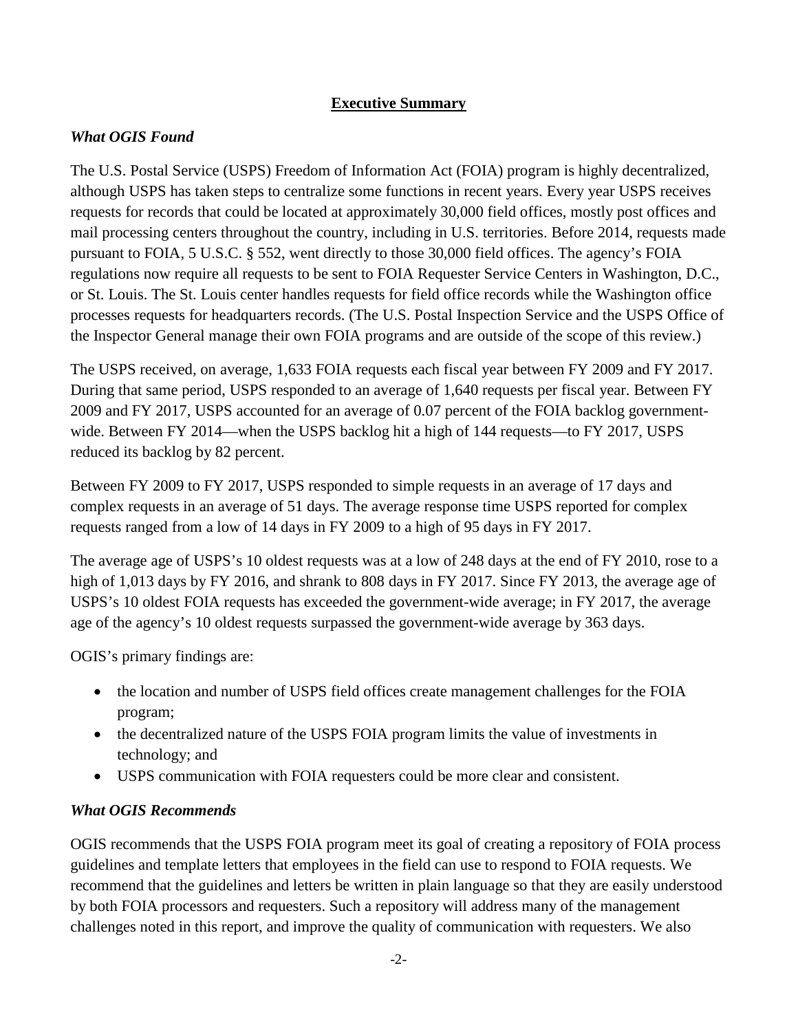## Executive Summary

### *What OGIS Found*

The U.S. Postal Service (USPS) Freedom of Information Act (FOIA) program is highly decentralized, although USPS has taken steps to centralize some functions in recent years. Every year USPS receives requests for records that could be located at approximately 30,000 field offices, mostly post offices and mail processing centers throughout the country, including in U.S. territories. Before 2014, requests made pursuant to FOIA, 5 U.S.C. § 552, went directly to those 30,000 field offices. The agency's FOIA regulations now require all requests to be sent to FOIA Requester Service Centers in Washington, D.C., or St. Louis. The St. Louis center handles requests for field office records while the Washington office processes requests for headquarters records. (The U.S. Postal Inspection Service and the USPS Office of the Inspector General manage their own FOIA programs and are outside of the scope of this review.)

The USPS received, on average, 1,633 FOIA requests each fiscal year between FY 2009 and FY 2017. During that same period, USPS responded to an average of 1,640 requests per fiscal year. Between FY 2009 and FY 2017, USPS accounted for an average of 0.07 percent of the FOIA backlog government-wide. Between FY 2014—when the USPS backlog hit a high of 144 requests—to FY 2017, USPS reduced its backlog by 82 percent.

Between FY 2009 to FY 2017, USPS responded to simple requests in an average of 17 days and complex requests in an average of 51 days. The average response time USPS reported for complex requests ranged from a low of 14 days in FY 2009 to a high of 95 days in FY 2017.

The average age of USPS's 10 oldest requests was at a low of 248 days at the end of FY 2010, rose to a high of 1,013 days by FY 2016, and shrank to 808 days in FY 2017. Since FY 2013, the average age of USPS's 10 oldest FOIA requests has exceeded the government-wide average; in FY 2017, the average age of the agency's 10 oldest requests surpassed the government-wide average by 363 days.

OGIS's primary findings are:

- the location and number of USPS field offices create management challenges for the FOIA program;
- the decentralized nature of the USPS FOIA program limits the value of investments in technology; and
- USPS communication with FOIA requesters could be more clear and consistent.

### *What OGIS Recommends*

OGIS recommends that the USPS FOIA program meet its goal of creating a repository of FOIA process guidelines and template letters that employees in the field can use to respond to FOIA requests. We recommend that the guidelines and letters be written in plain language so that they are easily understood by both FOIA processors and requesters. Such a repository will address many of the management challenges noted in this report, and improve the quality of communication with requesters. We also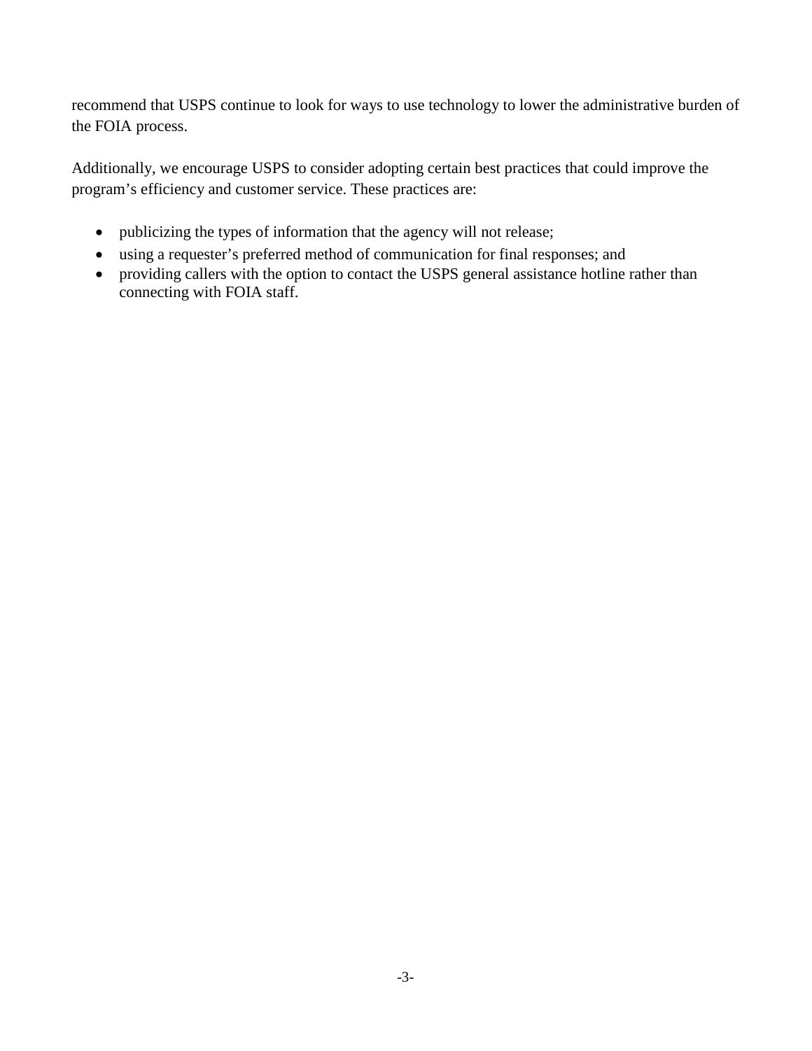recommend that USPS continue to look for ways to use technology to lower the administrative burden of the FOIA process.

Additionally, we encourage USPS to consider adopting certain best practices that could improve the program's efficiency and customer service. These practices are:

- publicizing the types of information that the agency will not release;
- using a requester's preferred method of communication for final responses; and
- providing callers with the option to contact the USPS general assistance hotline rather than connecting with FOIA staff.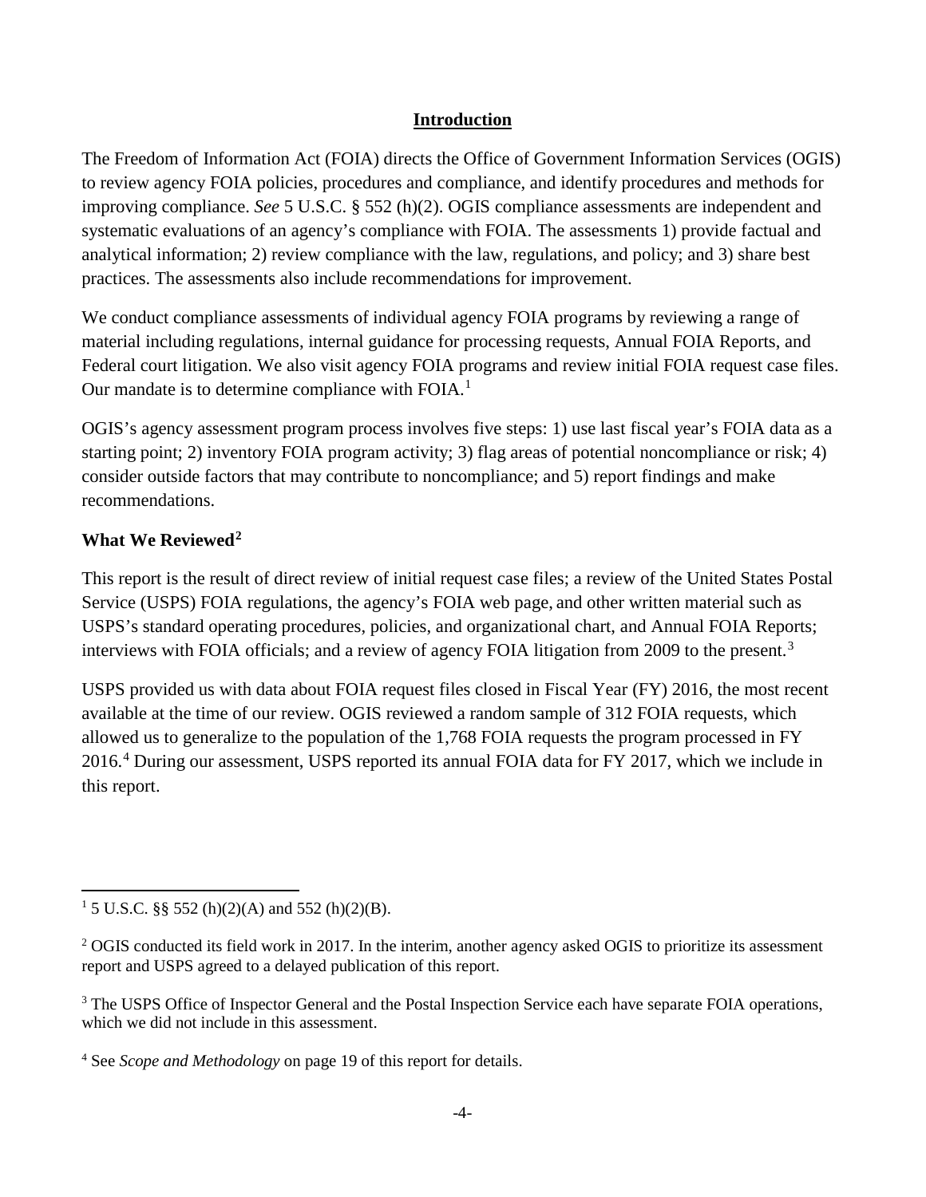## Introduction

The Freedom of Information Act (FOIA) directs the Office of Government Information Services (OGIS) to review agency FOIA policies, procedures and compliance, and identify procedures and methods for improving compliance. *See* 5 U.S.C. § 552 (h)(2). OGIS compliance assessments are independent and systematic evaluations of an agency's compliance with FOIA. The assessments 1) provide factual and analytical information; 2) review compliance with the law, regulations, and policy; and 3) share best practices. The assessments also include recommendations for improvement.

We conduct compliance assessments of individual agency FOIA programs by reviewing a range of material including regulations, internal guidance for processing requests, Annual FOIA Reports, and Federal court litigation. We also visit agency FOIA programs and review initial FOIA request case files. Our mandate is to determine compliance with FOIA.[1]

OGIS's agency assessment program process involves five steps: 1) use last fiscal year's FOIA data as a starting point; 2) inventory FOIA program activity; 3) flag areas of potential noncompliance or risk; 4) consider outside factors that may contribute to noncompliance; and 5) report findings and make recommendations.

### What We Reviewed[2]

This report is the result of direct review of initial request case files; a review of the United States Postal Service (USPS) FOIA regulations, the agency's FOIA web page, and other written material such as USPS's standard operating procedures, policies, and organizational chart, and Annual FOIA Reports; interviews with FOIA officials; and a review of agency FOIA litigation from 2009 to the present.[3]

USPS provided us with data about FOIA request files closed in Fiscal Year (FY) 2016, the most recent available at the time of our review. OGIS reviewed a random sample of 312 FOIA requests, which allowed us to generalize to the population of the 1,768 FOIA requests the program processed in FY 2016.[4] During our assessment, USPS reported its annual FOIA data for FY 2017, which we include in this report.

---

[1] 5 U.S.C. §§ 552 (h)(2)(A) and 552 (h)(2)(B).

[2] OGIS conducted its field work in 2017. In the interim, another agency asked OGIS to prioritize its assessment report and USPS agreed to a delayed publication of this report.

[3] The USPS Office of Inspector General and the Postal Inspection Service each have separate FOIA operations, which we did not include in this assessment.

[4] See *Scope and Methodology* on page 19 of this report for details.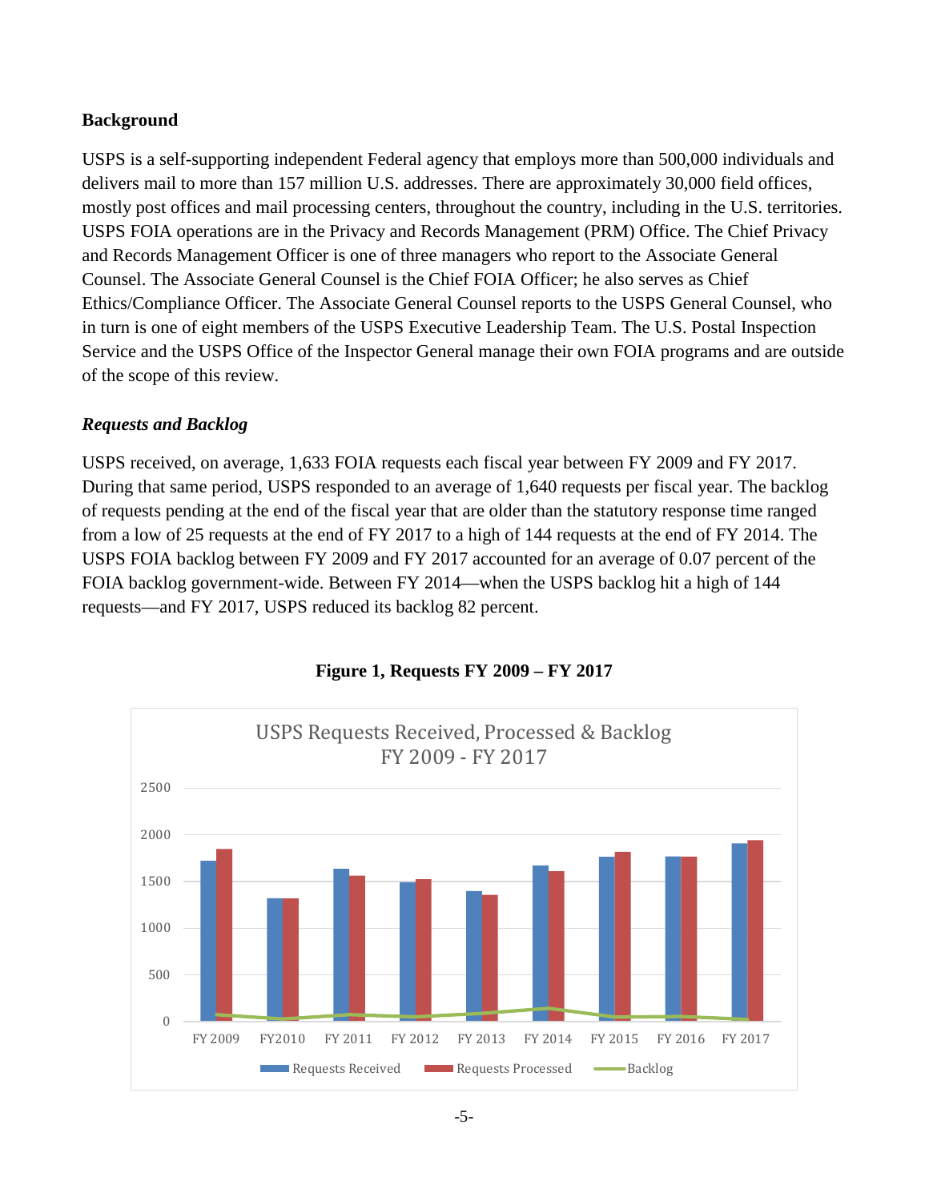## Background

USPS is a self-supporting independent Federal agency that employs more than 500,000 individuals and delivers mail to more than 157 million U.S. addresses. There are approximately 30,000 field offices, mostly post offices and mail processing centers, throughout the country, including in the U.S. territories. USPS FOIA operations are in the Privacy and Records Management (PRM) Office. The Chief Privacy and Records Management Officer is one of three managers who report to the Associate General Counsel. The Associate General Counsel is the Chief FOIA Officer; he also serves as Chief Ethics/Compliance Officer. The Associate General Counsel reports to the USPS General Counsel, who in turn is one of eight members of the USPS Executive Leadership Team. The U.S. Postal Inspection Service and the USPS Office of the Inspector General manage their own FOIA programs and are outside of the scope of this review.

### *Requests and Backlog*

USPS received, on average, 1,633 FOIA requests each fiscal year between FY 2009 and FY 2017. During that same period, USPS responded to an average of 1,640 requests per fiscal year. The backlog of requests pending at the end of the fiscal year that are older than the statutory response time ranged from a low of 25 requests at the end of FY 2017 to a high of 144 requests at the end of FY 2014. The USPS FOIA backlog between FY 2009 and FY 2017 accounted for an average of 0.07 percent of the FOIA backlog government-wide. Between FY 2014—when the USPS backlog hit a high of 144 requests—and FY 2017, USPS reduced its backlog 82 percent.

**Figure 1, Requests FY 2009 – FY 2017**

USPS Requests Received, Processed & Backlog
FY 2009 - FY 2017

Legend: Requests Received, Requests Processed, Backlog

Fiscal years: FY 2009, FY2010, FY 2011, FY 2012, FY 2013, FY 2014, FY 2015, FY 2016, FY 2017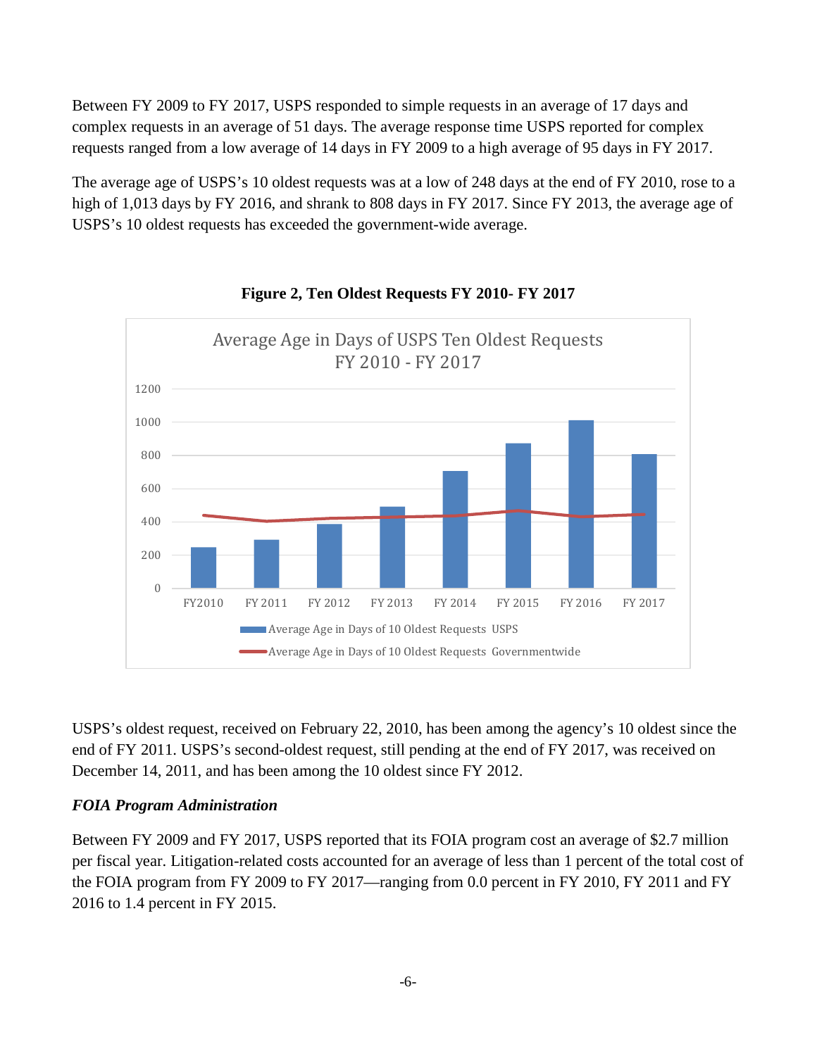Between FY 2009 to FY 2017, USPS responded to simple requests in an average of 17 days and complex requests in an average of 51 days. The average response time USPS reported for complex requests ranged from a low average of 14 days in FY 2009 to a high average of 95 days in FY 2017.

The average age of USPS's 10 oldest requests was at a low of 248 days at the end of FY 2010, rose to a high of 1,013 days by FY 2016, and shrank to 808 days in FY 2017. Since FY 2013, the average age of USPS's 10 oldest requests has exceeded the government-wide average.

**Figure 2, Ten Oldest Requests FY 2010- FY 2017**

Average Age in Days of USPS Ten Oldest Requests FY 2010 - FY 2017

Legend: Average Age in Days of 10 Oldest Requests USPS; Average Age in Days of 10 Oldest Requests Governmentwide

USPS's oldest request, received on February 22, 2010, has been among the agency's 10 oldest since the end of FY 2011. USPS's second-oldest request, still pending at the end of FY 2017, was received on December 14, 2011, and has been among the 10 oldest since FY 2012.

### *FOIA Program Administration*

Between FY 2009 and FY 2017, USPS reported that its FOIA program cost an average of $2.7 million per fiscal year. Litigation-related costs accounted for an average of less than 1 percent of the total cost of the FOIA program from FY 2009 to FY 2017—ranging from 0.0 percent in FY 2010, FY 2011 and FY 2016 to 1.4 percent in FY 2015.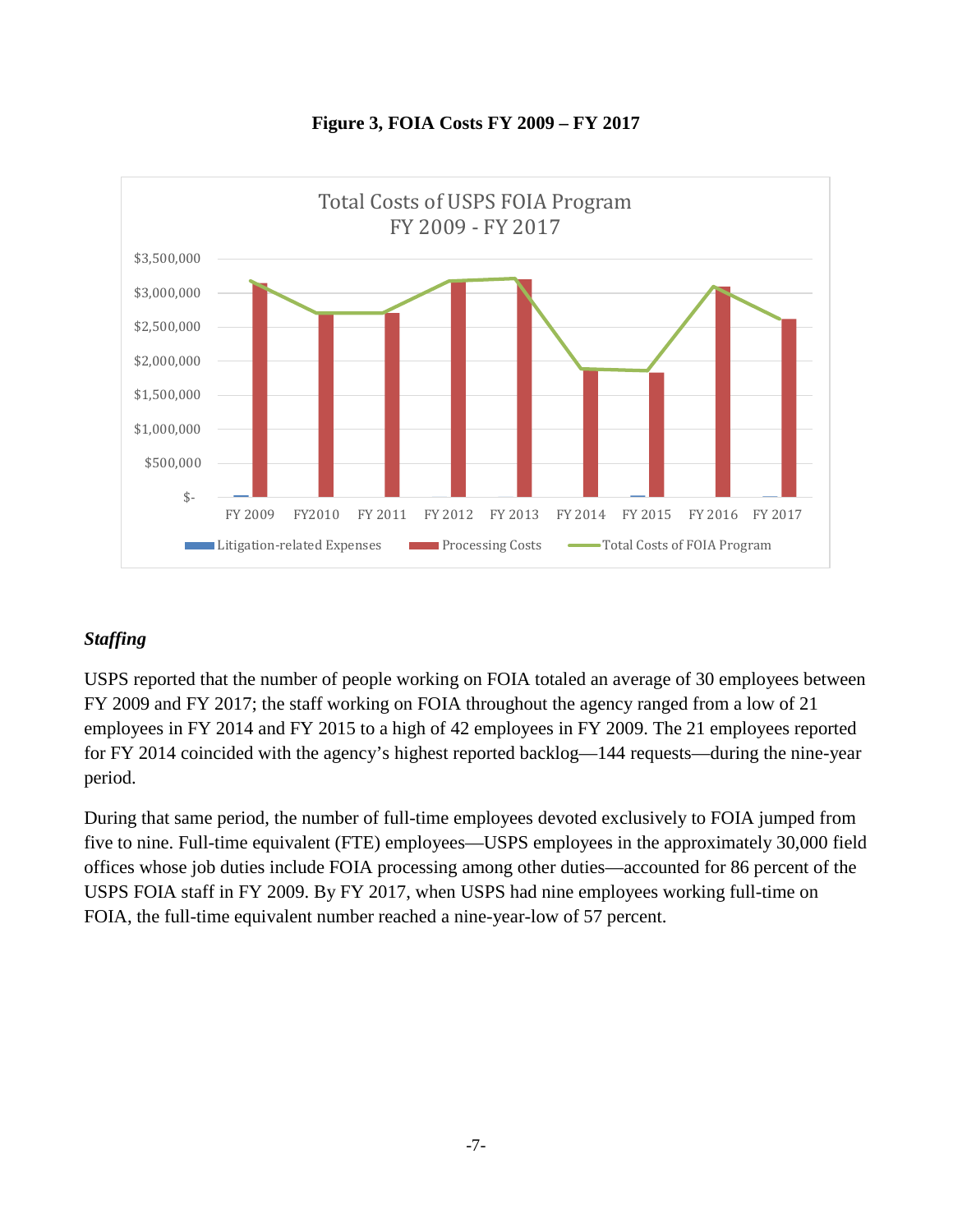**Figure 3, FOIA Costs FY 2009 – FY 2017**

### *Staffing*

USPS reported that the number of people working on FOIA totaled an average of 30 employees between FY 2009 and FY 2017; the staff working on FOIA throughout the agency ranged from a low of 21 employees in FY 2014 and FY 2015 to a high of 42 employees in FY 2009. The 21 employees reported for FY 2014 coincided with the agency's highest reported backlog—144 requests—during the nine-year period.

During that same period, the number of full-time employees devoted exclusively to FOIA jumped from five to nine. Full-time equivalent (FTE) employees—USPS employees in the approximately 30,000 field offices whose job duties include FOIA processing among other duties—accounted for 86 percent of the USPS FOIA staff in FY 2009. By FY 2017, when USPS had nine employees working full-time on FOIA, the full-time equivalent number reached a nine-year-low of 57 percent.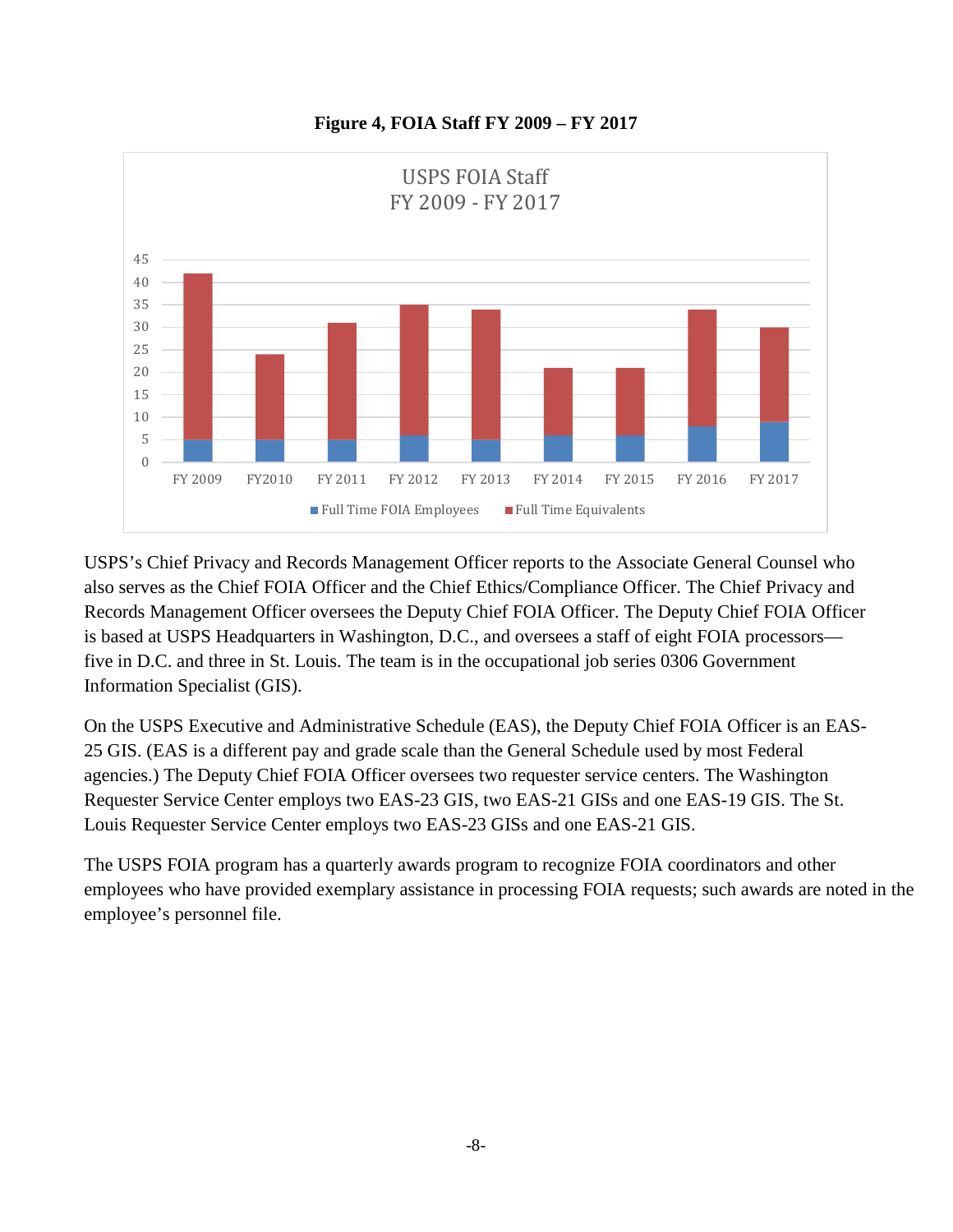**Figure 4, FOIA Staff FY 2009 – FY 2017**

USPS’s Chief Privacy and Records Management Officer reports to the Associate General Counsel who also serves as the Chief FOIA Officer and the Chief Ethics/Compliance Officer. The Chief Privacy and Records Management Officer oversees the Deputy Chief FOIA Officer. The Deputy Chief FOIA Officer is based at USPS Headquarters in Washington, D.C., and oversees a staff of eight FOIA processors—five in D.C. and three in St. Louis. The team is in the occupational job series 0306 Government Information Specialist (GIS).

On the USPS Executive and Administrative Schedule (EAS), the Deputy Chief FOIA Officer is an EAS-25 GIS. (EAS is a different pay and grade scale than the General Schedule used by most Federal agencies.) The Deputy Chief FOIA Officer oversees two requester service centers. The Washington Requester Service Center employs two EAS-23 GIS, two EAS-21 GISs and one EAS-19 GIS. The St. Louis Requester Service Center employs two EAS-23 GISs and one EAS-21 GIS.

The USPS FOIA program has a quarterly awards program to recognize FOIA coordinators and other employees who have provided exemplary assistance in processing FOIA requests; such awards are noted in the employee’s personnel file.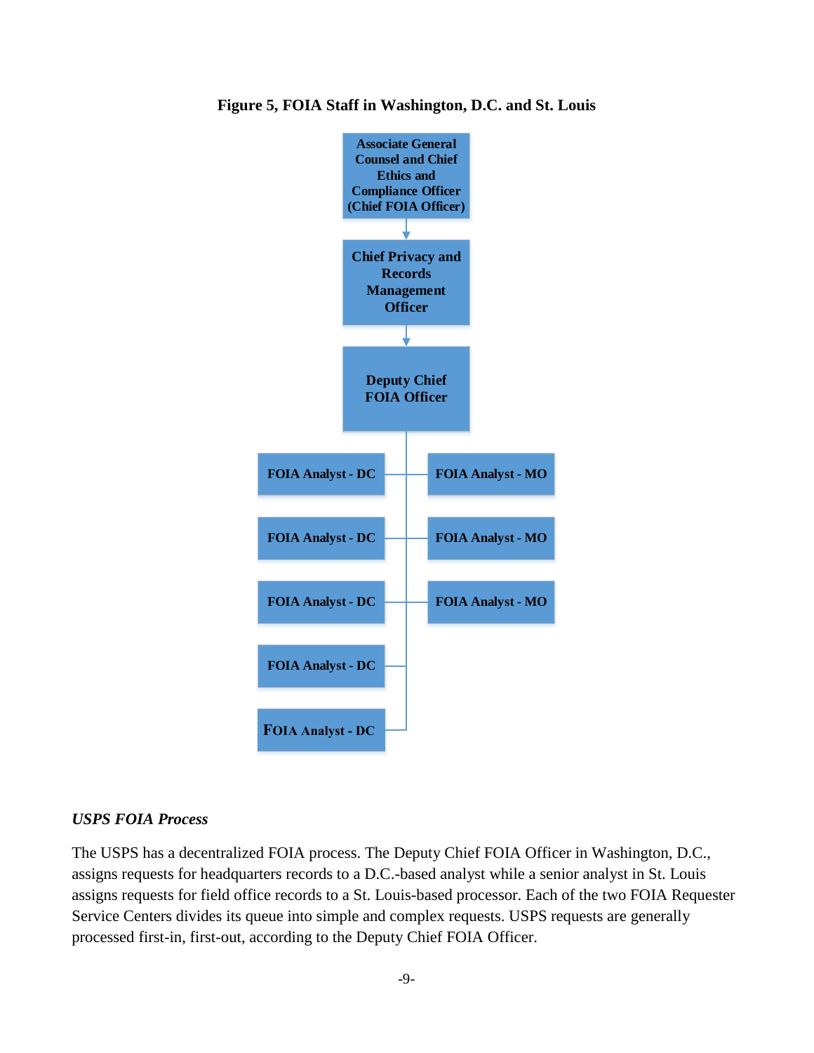**Figure 5, FOIA Staff in Washington, D.C. and St. Louis**

Associate General Counsel and Chief Ethics and Compliance Officer (Chief FOIA Officer)

Chief Privacy and Records Management Officer

Deputy Chief FOIA Officer

FOIA Analyst - DC

FOIA Analyst - MO

FOIA Analyst - DC

FOIA Analyst - MO

FOIA Analyst - DC

FOIA Analyst - MO

FOIA Analyst - DC

FOIA Analyst - DC

### *USPS FOIA Process*

The USPS has a decentralized FOIA process. The Deputy Chief FOIA Officer in Washington, D.C., assigns requests for headquarters records to a D.C.-based analyst while a senior analyst in St. Louis assigns requests for field office records to a St. Louis-based processor. Each of the two FOIA Requester Service Centers divides its queue into simple and complex requests. USPS requests are generally processed first-in, first-out, according to the Deputy Chief FOIA Officer.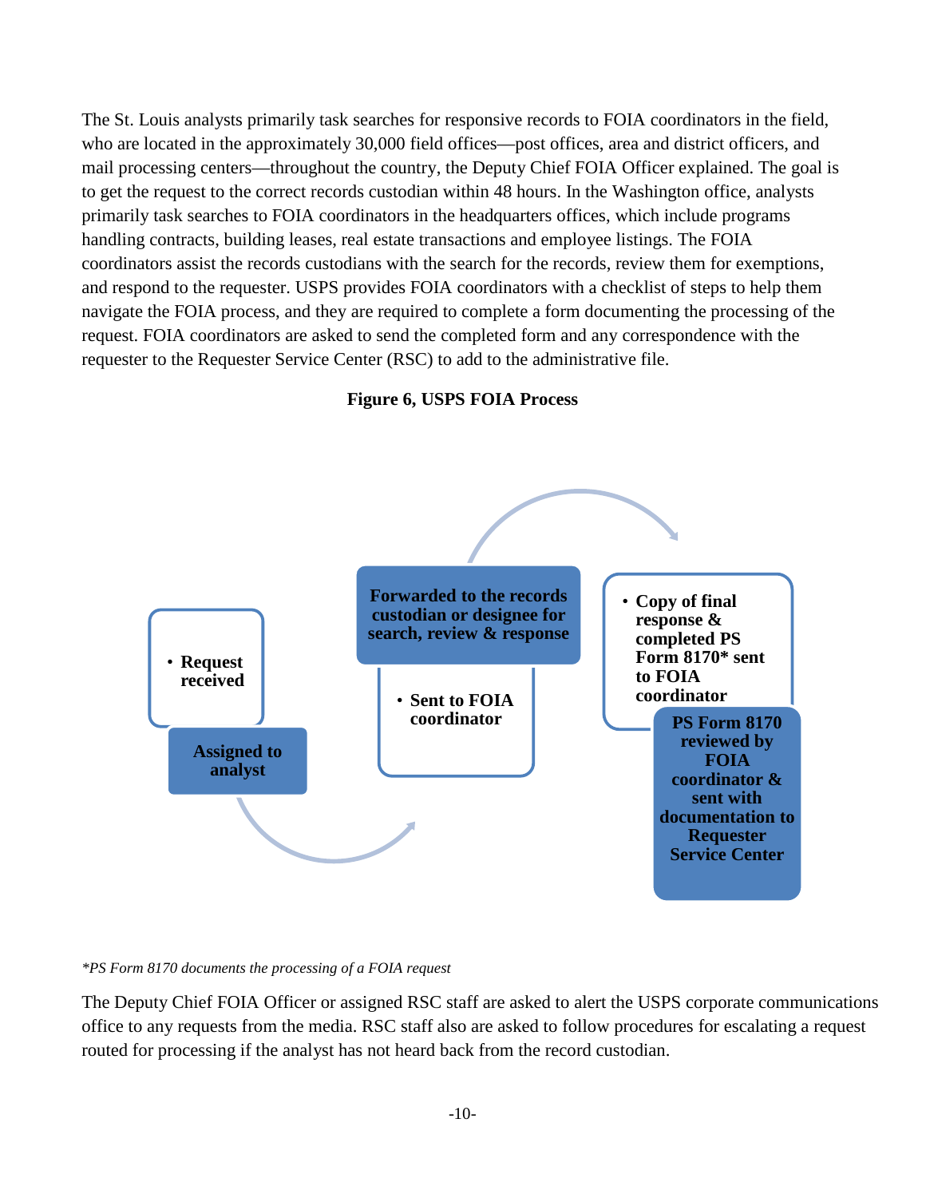The St. Louis analysts primarily task searches for responsive records to FOIA coordinators in the field, who are located in the approximately 30,000 field offices—post offices, area and district officers, and mail processing centers—throughout the country, the Deputy Chief FOIA Officer explained. The goal is to get the request to the correct records custodian within 48 hours. In the Washington office, analysts primarily task searches to FOIA coordinators in the headquarters offices, which include programs handling contracts, building leases, real estate transactions and employee listings. The FOIA coordinators assist the records custodians with the search for the records, review them for exemptions, and respond to the requester. USPS provides FOIA coordinators with a checklist of steps to help them navigate the FOIA process, and they are required to complete a form documenting the processing of the request. FOIA coordinators are asked to send the completed form and any correspondence with the requester to the Requester Service Center (RSC) to add to the administrative file.

**Figure 6, USPS FOIA Process**

- **Request received**
  - **Assigned to analyst**
- **Forwarded to the records custodian or designee for search, review & response**
  - **Sent to FOIA coordinator**
- **Copy of final response & completed PS Form 8170* sent to FOIA coordinator**
  - **PS Form 8170 reviewed by FOIA coordinator & sent with documentation to Requester Service Center**

*\*PS Form 8170 documents the processing of a FOIA request*

The Deputy Chief FOIA Officer or assigned RSC staff are asked to alert the USPS corporate communications office to any requests from the media. RSC staff also are asked to follow procedures for escalating a request routed for processing if the analyst has not heard back from the record custodian.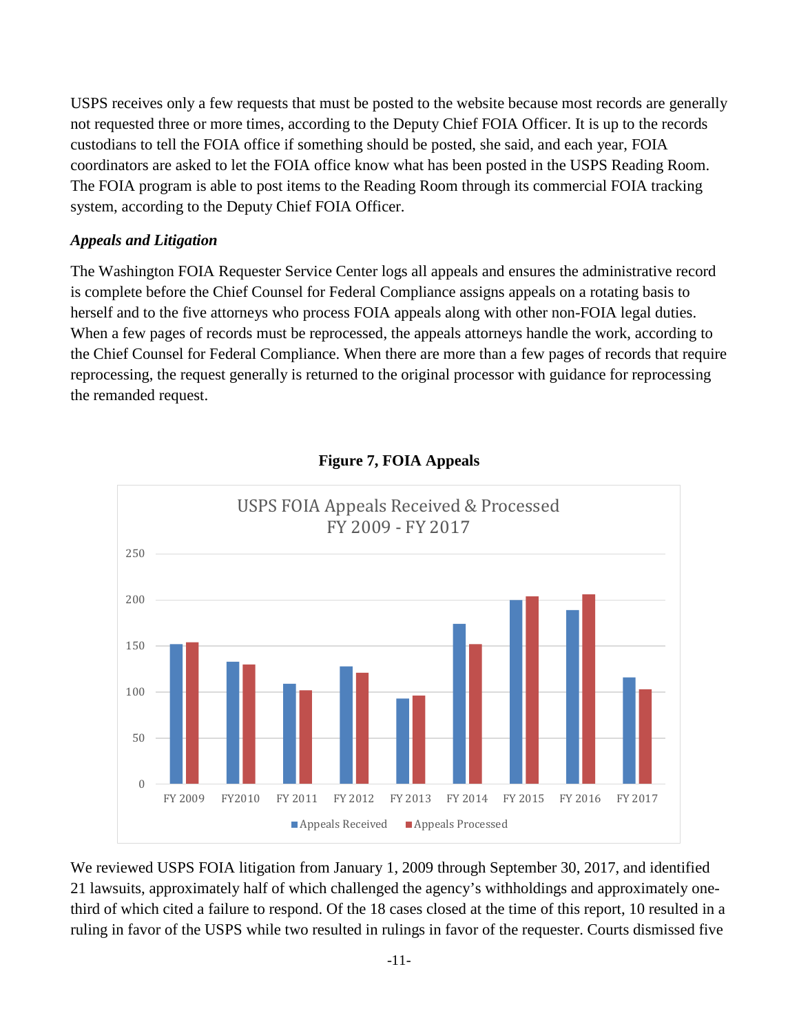USPS receives only a few requests that must be posted to the website because most records are generally not requested three or more times, according to the Deputy Chief FOIA Officer. It is up to the records custodians to tell the FOIA office if something should be posted, she said, and each year, FOIA coordinators are asked to let the FOIA office know what has been posted in the USPS Reading Room. The FOIA program is able to post items to the Reading Room through its commercial FOIA tracking system, according to the Deputy Chief FOIA Officer.

***Appeals and Litigation***

The Washington FOIA Requester Service Center logs all appeals and ensures the administrative record is complete before the Chief Counsel for Federal Compliance assigns appeals on a rotating basis to herself and to the five attorneys who process FOIA appeals along with other non-FOIA legal duties. When a few pages of records must be reprocessed, the appeals attorneys handle the work, according to the Chief Counsel for Federal Compliance. When there are more than a few pages of records that require reprocessing, the request generally is returned to the original processor with guidance for reprocessing the remanded request.

**Figure 7, FOIA Appeals**

USPS FOIA Appeals Received & Processed
FY 2009 - FY 2017

We reviewed USPS FOIA litigation from January 1, 2009 through September 30, 2017, and identified 21 lawsuits, approximately half of which challenged the agency's withholdings and approximately one-third of which cited a failure to respond. Of the 18 cases closed at the time of this report, 10 resulted in a ruling in favor of the USPS while two resulted in rulings in favor of the requester. Courts dismissed five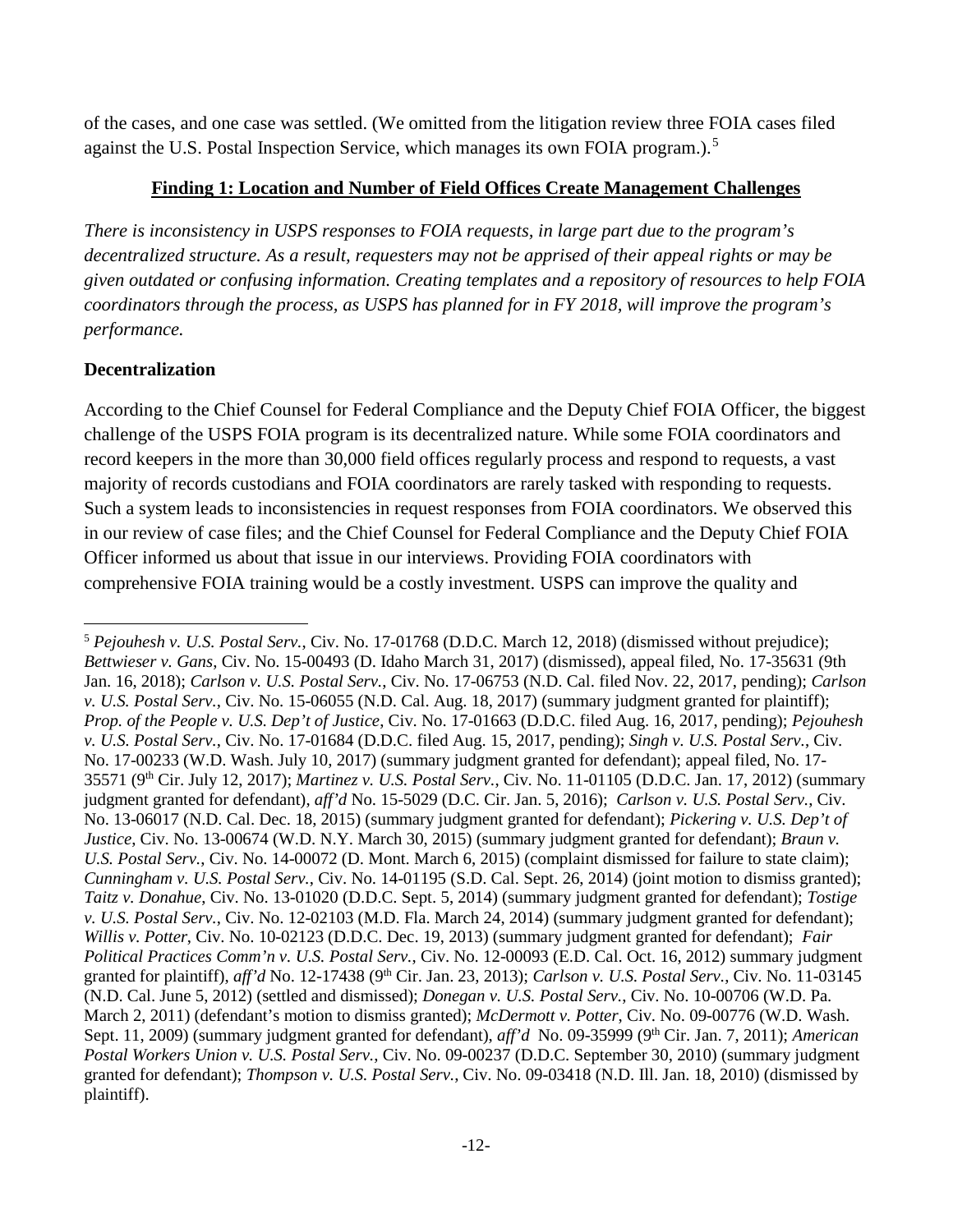of the cases, and one case was settled. (We omitted from the litigation review three FOIA cases filed against the U.S. Postal Inspection Service, which manages its own FOIA program.).[5]

## Finding 1: Location and Number of Field Offices Create Management Challenges

*There is inconsistency in USPS responses to FOIA requests, in large part due to the program's decentralized structure. As a result, requesters may not be apprised of their appeal rights or may be given outdated or confusing information. Creating templates and a repository of resources to help FOIA coordinators through the process, as USPS has planned for in FY 2018, will improve the program's performance.*

### Decentralization

According to the Chief Counsel for Federal Compliance and the Deputy Chief FOIA Officer, the biggest challenge of the USPS FOIA program is its decentralized nature. While some FOIA coordinators and record keepers in the more than 30,000 field offices regularly process and respond to requests, a vast majority of records custodians and FOIA coordinators are rarely tasked with responding to requests. Such a system leads to inconsistencies in request responses from FOIA coordinators. We observed this in our review of case files; and the Chief Counsel for Federal Compliance and the Deputy Chief FOIA Officer informed us about that issue in our interviews. Providing FOIA coordinators with comprehensive FOIA training would be a costly investment. USPS can improve the quality and

---

[5] *Pejouhesh v. U.S. Postal Serv.*, Civ. No. 17-01768 (D.D.C. March 12, 2018) (dismissed without prejudice); *Bettwieser v. Gans*, Civ. No. 15-00493 (D. Idaho March 31, 2017) (dismissed), appeal filed, No. 17-35631 (9th Jan. 16, 2018); *Carlson v. U.S. Postal Serv.*, Civ. No. 17-06753 (N.D. Cal. filed Nov. 22, 2017, pending); *Carlson v. U.S. Postal Serv.*, Civ. No. 15-06055 (N.D. Cal. Aug. 18, 2017) (summary judgment granted for plaintiff); *Prop. of the People v. U.S. Dep't of Justice*, Civ. No. 17-01663 (D.D.C. filed Aug. 16, 2017, pending); *Pejouhesh v. U.S. Postal Serv.*, Civ. No. 17-01684 (D.D.C. filed Aug. 15, 2017, pending); *Singh v. U.S. Postal Serv.*, Civ. No. 17-00233 (W.D. Wash. July 10, 2017) (summary judgment granted for defendant); appeal filed, No. 17-35571 (9th Cir. July 12, 2017); *Martinez v. U.S. Postal Serv.*, Civ. No. 11-01105 (D.D.C. Jan. 17, 2012) (summary judgment granted for defendant), *aff'd* No. 15-5029 (D.C. Cir. Jan. 5, 2016); *Carlson v. U.S. Postal Serv.*, Civ. No. 13-06017 (N.D. Cal. Dec. 18, 2015) (summary judgment granted for defendant); *Pickering v. U.S. Dep't of Justice*, Civ. No. 13-00674 (W.D. N.Y. March 30, 2015) (summary judgment granted for defendant); *Braun v. U.S. Postal Serv.*, Civ. No. 14-00072 (D. Mont. March 6, 2015) (complaint dismissed for failure to state claim); *Cunningham v. U.S. Postal Serv.*, Civ. No. 14-01195 (S.D. Cal. Sept. 26, 2014) (joint motion to dismiss granted); *Taitz v. Donahue*, Civ. No. 13-01020 (D.D.C. Sept. 5, 2014) (summary judgment granted for defendant); *Tostige v. U.S. Postal Serv.*, Civ. No. 12-02103 (M.D. Fla. March 24, 2014) (summary judgment granted for defendant); *Willis v. Potter*, Civ. No. 10-02123 (D.D.C. Dec. 19, 2013) (summary judgment granted for defendant); *Fair Political Practices Comm'n v. U.S. Postal Serv.*, Civ. No. 12-00093 (E.D. Cal. Oct. 16, 2012) summary judgment granted for plaintiff), *aff'd* No. 12-17438 (9th Cir. Jan. 23, 2013); *Carlson v. U.S. Postal Serv.*, Civ. No. 11-03145 (N.D. Cal. June 5, 2012) (settled and dismissed); *Donegan v. U.S. Postal Serv.*, Civ. No. 10-00706 (W.D. Pa. March 2, 2011) (defendant's motion to dismiss granted); *McDermott v. Potter*, Civ. No. 09-00776 (W.D. Wash. Sept. 11, 2009) (summary judgment granted for defendant), *aff'd* No. 09-35999 (9th Cir. Jan. 7, 2011); *American Postal Workers Union v. U.S. Postal Serv.*, Civ. No. 09-00237 (D.D.C. September 30, 2010) (summary judgment granted for defendant); *Thompson v. U.S. Postal Serv.*, Civ. No. 09-03418 (N.D. Ill. Jan. 18, 2010) (dismissed by plaintiff).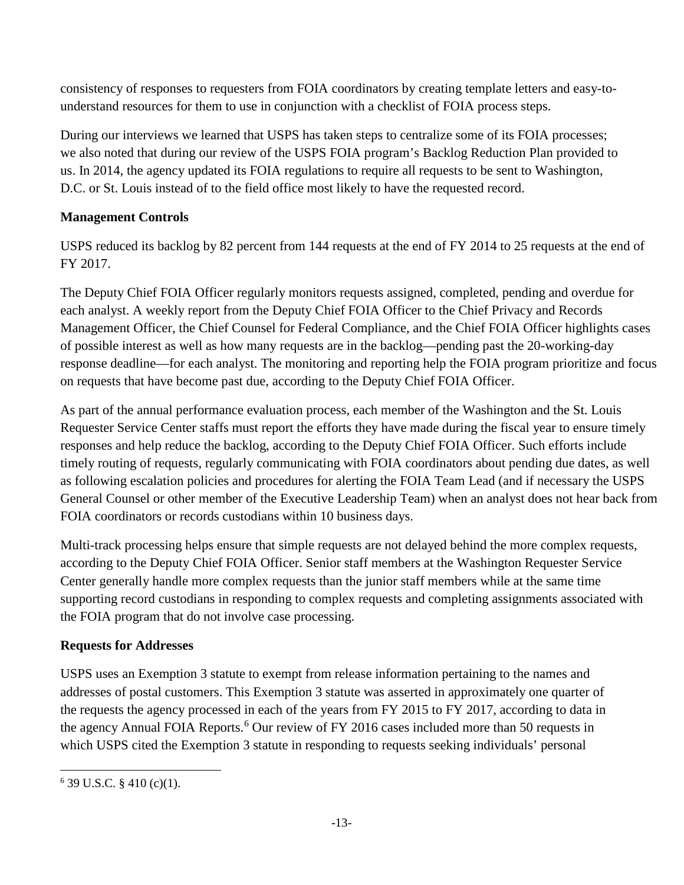consistency of responses to requesters from FOIA coordinators by creating template letters and easy-to-understand resources for them to use in conjunction with a checklist of FOIA process steps.

During our interviews we learned that USPS has taken steps to centralize some of its FOIA processes; we also noted that during our review of the USPS FOIA program's Backlog Reduction Plan provided to us. In 2014, the agency updated its FOIA regulations to require all requests to be sent to Washington, D.C. or St. Louis instead of to the field office most likely to have the requested record.

**Management Controls**

USPS reduced its backlog by 82 percent from 144 requests at the end of FY 2014 to 25 requests at the end of FY 2017.

The Deputy Chief FOIA Officer regularly monitors requests assigned, completed, pending and overdue for each analyst. A weekly report from the Deputy Chief FOIA Officer to the Chief Privacy and Records Management Officer, the Chief Counsel for Federal Compliance, and the Chief FOIA Officer highlights cases of possible interest as well as how many requests are in the backlog—pending past the 20-working-day response deadline—for each analyst. The monitoring and reporting help the FOIA program prioritize and focus on requests that have become past due, according to the Deputy Chief FOIA Officer.

As part of the annual performance evaluation process, each member of the Washington and the St. Louis Requester Service Center staffs must report the efforts they have made during the fiscal year to ensure timely responses and help reduce the backlog, according to the Deputy Chief FOIA Officer. Such efforts include timely routing of requests, regularly communicating with FOIA coordinators about pending due dates, as well as following escalation policies and procedures for alerting the FOIA Team Lead (and if necessary the USPS General Counsel or other member of the Executive Leadership Team) when an analyst does not hear back from FOIA coordinators or records custodians within 10 business days.

Multi-track processing helps ensure that simple requests are not delayed behind the more complex requests, according to the Deputy Chief FOIA Officer. Senior staff members at the Washington Requester Service Center generally handle more complex requests than the junior staff members while at the same time supporting record custodians in responding to complex requests and completing assignments associated with the FOIA program that do not involve case processing.

**Requests for Addresses**

USPS uses an Exemption 3 statute to exempt from release information pertaining to the names and addresses of postal customers. This Exemption 3 statute was asserted in approximately one quarter of the requests the agency processed in each of the years from FY 2015 to FY 2017, according to data in the agency Annual FOIA Reports.[6] Our review of FY 2016 cases included more than 50 requests in which USPS cited the Exemption 3 statute in responding to requests seeking individuals' personal

[6] 39 U.S.C. § 410 (c)(1).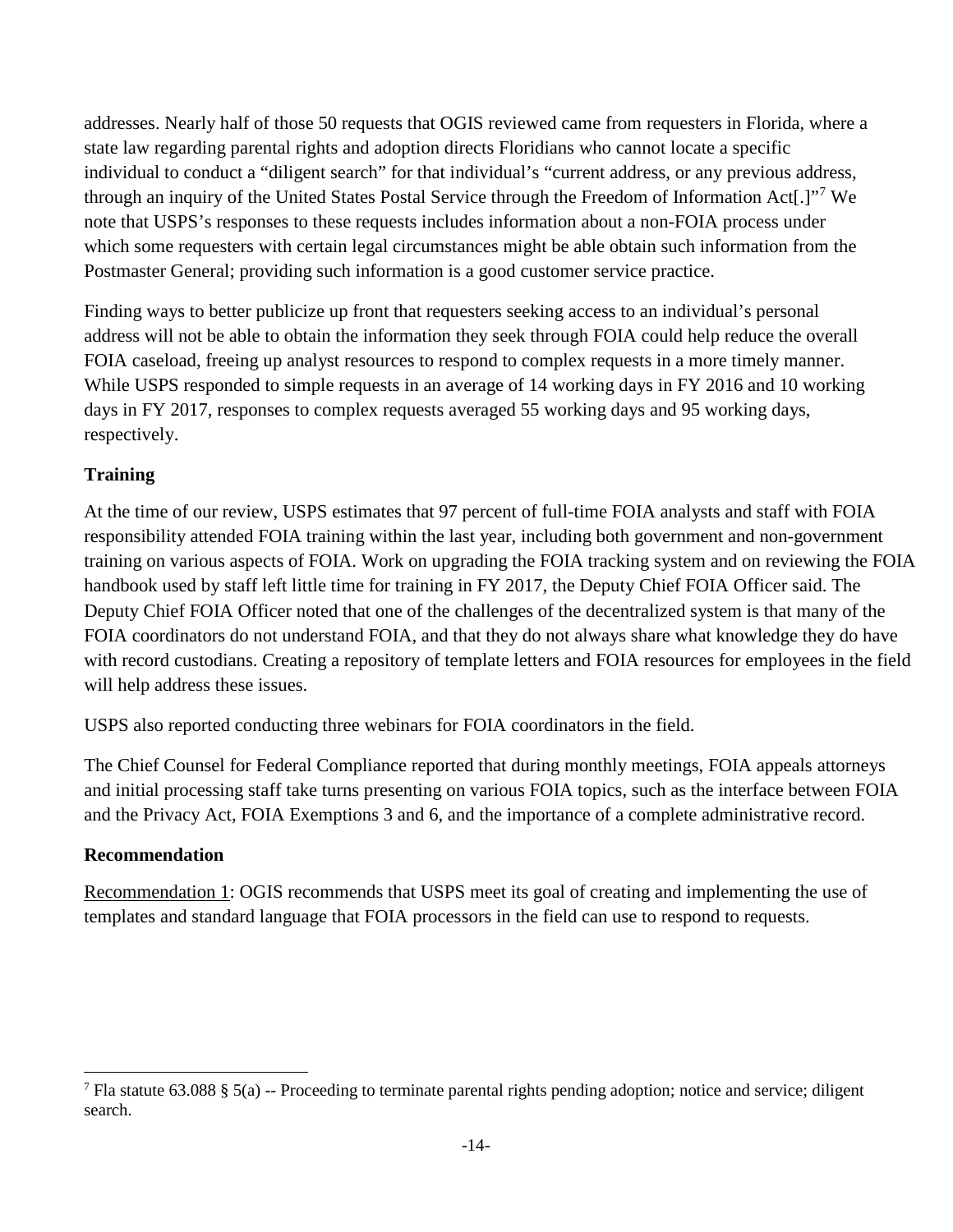addresses. Nearly half of those 50 requests that OGIS reviewed came from requesters in Florida, where a state law regarding parental rights and adoption directs Floridians who cannot locate a specific individual to conduct a "diligent search" for that individual's "current address, or any previous address, through an inquiry of the United States Postal Service through the Freedom of Information Act[.]"[7] We note that USPS's responses to these requests includes information about a non-FOIA process under which some requesters with certain legal circumstances might be able obtain such information from the Postmaster General; providing such information is a good customer service practice.

Finding ways to better publicize up front that requesters seeking access to an individual's personal address will not be able to obtain the information they seek through FOIA could help reduce the overall FOIA caseload, freeing up analyst resources to respond to complex requests in a more timely manner. While USPS responded to simple requests in an average of 14 working days in FY 2016 and 10 working days in FY 2017, responses to complex requests averaged 55 working days and 95 working days, respectively.

## Training

At the time of our review, USPS estimates that 97 percent of full-time FOIA analysts and staff with FOIA responsibility attended FOIA training within the last year, including both government and non-government training on various aspects of FOIA. Work on upgrading the FOIA tracking system and on reviewing the FOIA handbook used by staff left little time for training in FY 2017, the Deputy Chief FOIA Officer said. The Deputy Chief FOIA Officer noted that one of the challenges of the decentralized system is that many of the FOIA coordinators do not understand FOIA, and that they do not always share what knowledge they do have with record custodians. Creating a repository of template letters and FOIA resources for employees in the field will help address these issues.

USPS also reported conducting three webinars for FOIA coordinators in the field.

The Chief Counsel for Federal Compliance reported that during monthly meetings, FOIA appeals attorneys and initial processing staff take turns presenting on various FOIA topics, such as the interface between FOIA and the Privacy Act, FOIA Exemptions 3 and 6, and the importance of a complete administrative record.

## Recommendation

Recommendation 1: OGIS recommends that USPS meet its goal of creating and implementing the use of templates and standard language that FOIA processors in the field can use to respond to requests.

---

[7] Fla statute 63.088 § 5(a) -- Proceeding to terminate parental rights pending adoption; notice and service; diligent search.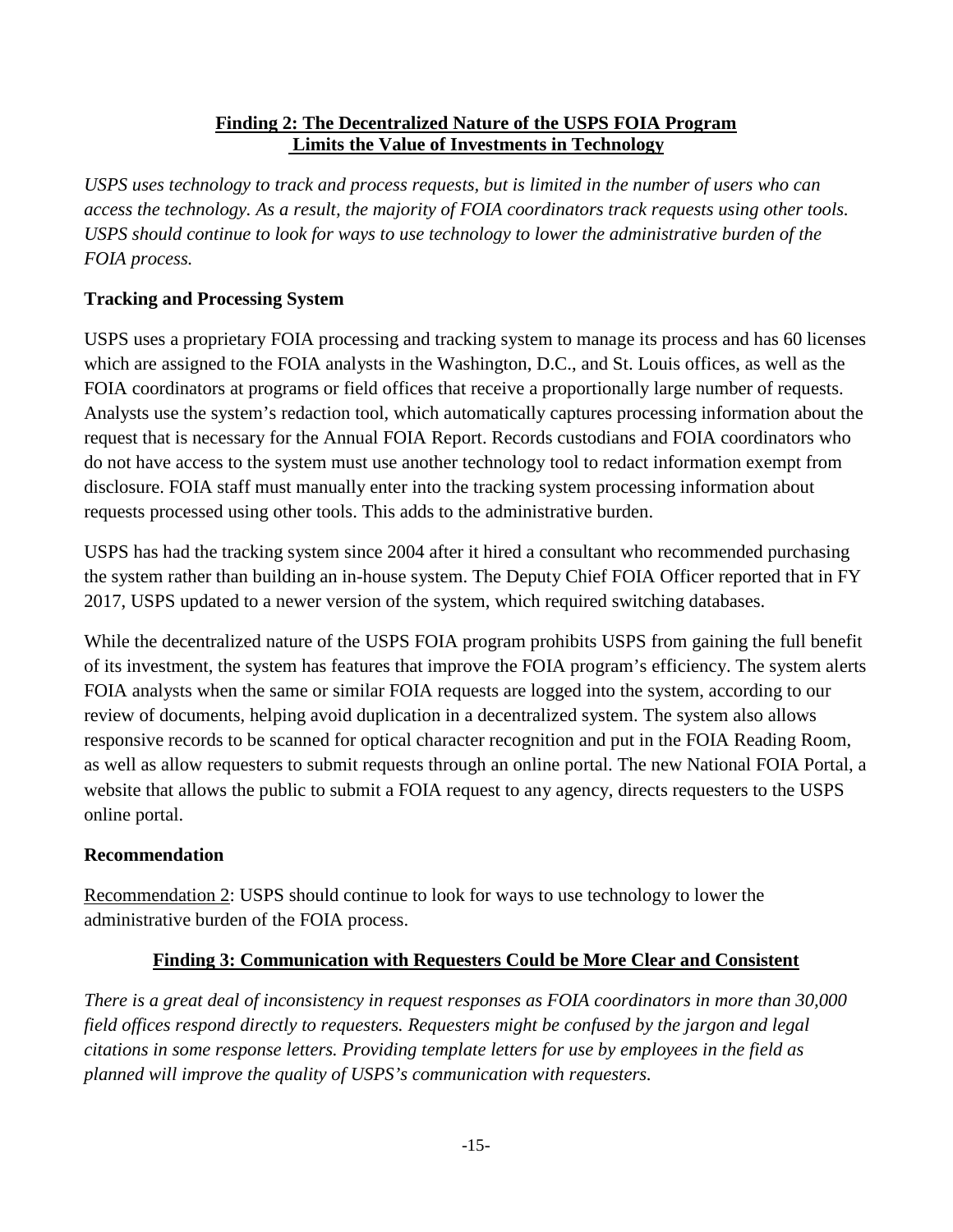## Finding 2: The Decentralized Nature of the USPS FOIA Program Limits the Value of Investments in Technology

*USPS uses technology to track and process requests, but is limited in the number of users who can access the technology. As a result, the majority of FOIA coordinators track requests using other tools. USPS should continue to look for ways to use technology to lower the administrative burden of the FOIA process.*

### Tracking and Processing System

USPS uses a proprietary FOIA processing and tracking system to manage its process and has 60 licenses which are assigned to the FOIA analysts in the Washington, D.C., and St. Louis offices, as well as the FOIA coordinators at programs or field offices that receive a proportionally large number of requests. Analysts use the system's redaction tool, which automatically captures processing information about the request that is necessary for the Annual FOIA Report. Records custodians and FOIA coordinators who do not have access to the system must use another technology tool to redact information exempt from disclosure. FOIA staff must manually enter into the tracking system processing information about requests processed using other tools. This adds to the administrative burden.

USPS has had the tracking system since 2004 after it hired a consultant who recommended purchasing the system rather than building an in-house system. The Deputy Chief FOIA Officer reported that in FY 2017, USPS updated to a newer version of the system, which required switching databases.

While the decentralized nature of the USPS FOIA program prohibits USPS from gaining the full benefit of its investment, the system has features that improve the FOIA program's efficiency. The system alerts FOIA analysts when the same or similar FOIA requests are logged into the system, according to our review of documents, helping avoid duplication in a decentralized system. The system also allows responsive records to be scanned for optical character recognition and put in the FOIA Reading Room, as well as allow requesters to submit requests through an online portal. The new National FOIA Portal, a website that allows the public to submit a FOIA request to any agency, directs requesters to the USPS online portal.

### Recommendation

Recommendation 2: USPS should continue to look for ways to use technology to lower the administrative burden of the FOIA process.

## Finding 3: Communication with Requesters Could be More Clear and Consistent

*There is a great deal of inconsistency in request responses as FOIA coordinators in more than 30,000 field offices respond directly to requesters. Requesters might be confused by the jargon and legal citations in some response letters. Providing template letters for use by employees in the field as planned will improve the quality of USPS's communication with requesters.*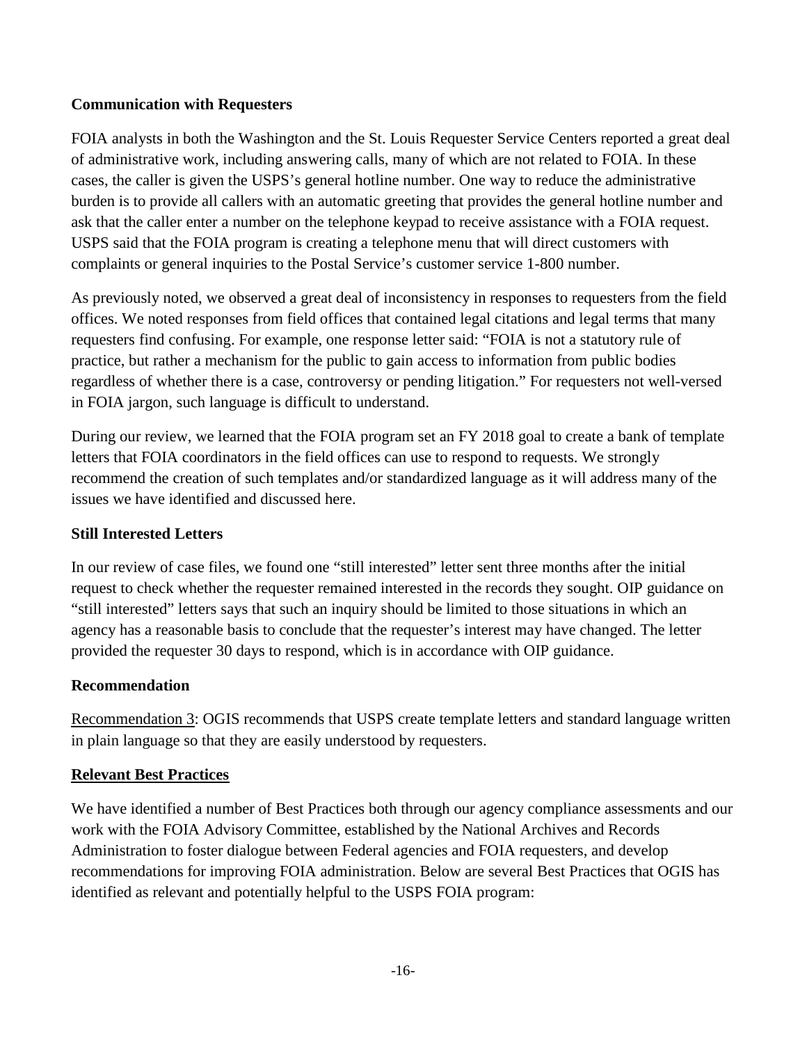**Communication with Requesters**

FOIA analysts in both the Washington and the St. Louis Requester Service Centers reported a great deal of administrative work, including answering calls, many of which are not related to FOIA. In these cases, the caller is given the USPS's general hotline number. One way to reduce the administrative burden is to provide all callers with an automatic greeting that provides the general hotline number and ask that the caller enter a number on the telephone keypad to receive assistance with a FOIA request. USPS said that the FOIA program is creating a telephone menu that will direct customers with complaints or general inquiries to the Postal Service's customer service 1-800 number.

As previously noted, we observed a great deal of inconsistency in responses to requesters from the field offices. We noted responses from field offices that contained legal citations and legal terms that many requesters find confusing. For example, one response letter said: "FOIA is not a statutory rule of practice, but rather a mechanism for the public to gain access to information from public bodies regardless of whether there is a case, controversy or pending litigation." For requesters not well-versed in FOIA jargon, such language is difficult to understand.

During our review, we learned that the FOIA program set an FY 2018 goal to create a bank of template letters that FOIA coordinators in the field offices can use to respond to requests. We strongly recommend the creation of such templates and/or standardized language as it will address many of the issues we have identified and discussed here.

**Still Interested Letters**

In our review of case files, we found one "still interested" letter sent three months after the initial request to check whether the requester remained interested in the records they sought. OIP guidance on "still interested" letters says that such an inquiry should be limited to those situations in which an agency has a reasonable basis to conclude that the requester's interest may have changed. The letter provided the requester 30 days to respond, which is in accordance with OIP guidance.

**Recommendation**

Recommendation 3: OGIS recommends that USPS create template letters and standard language written in plain language so that they are easily understood by requesters.

**Relevant Best Practices**

We have identified a number of Best Practices both through our agency compliance assessments and our work with the FOIA Advisory Committee, established by the National Archives and Records Administration to foster dialogue between Federal agencies and FOIA requesters, and develop recommendations for improving FOIA administration. Below are several Best Practices that OGIS has identified as relevant and potentially helpful to the USPS FOIA program: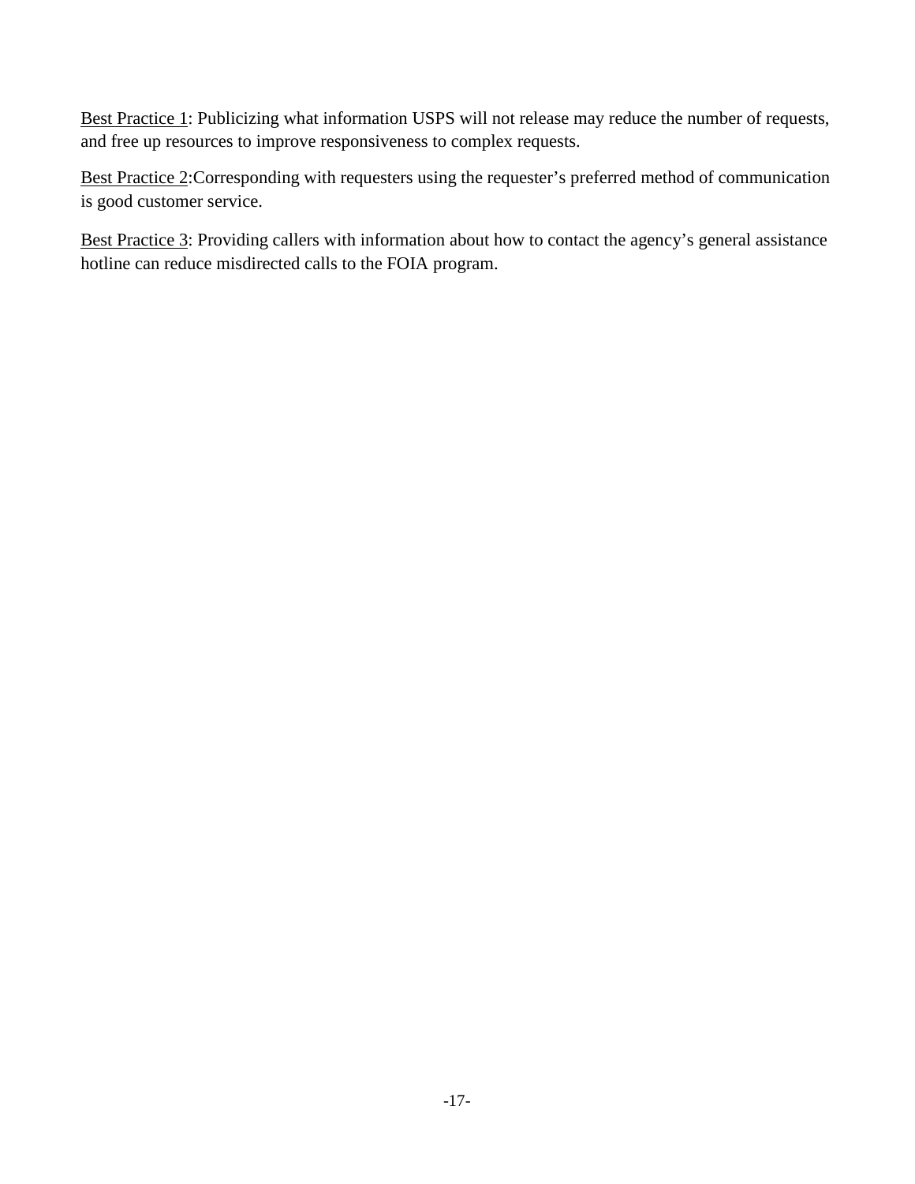<u>Best Practice 1</u>: Publicizing what information USPS will not release may reduce the number of requests, and free up resources to improve responsiveness to complex requests.

<u>Best Practice 2</u>:Corresponding with requesters using the requester's preferred method of communication is good customer service.

<u>Best Practice 3</u>: Providing callers with information about how to contact the agency's general assistance hotline can reduce misdirected calls to the FOIA program.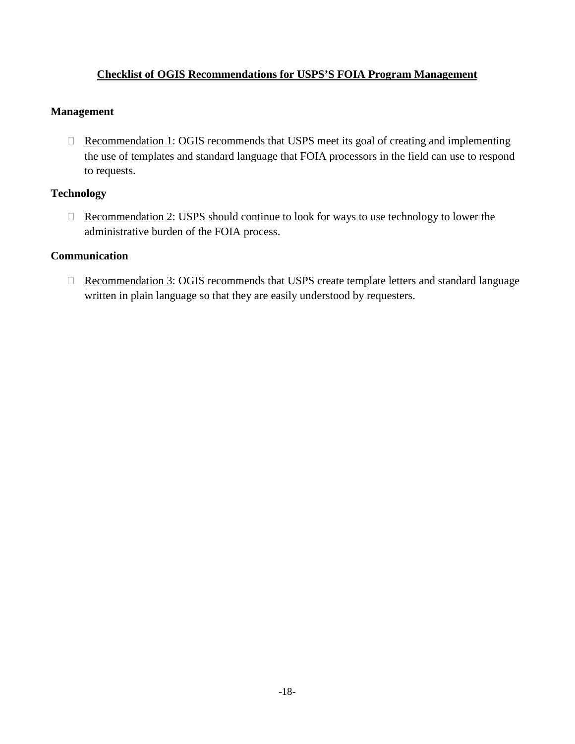**Checklist of OGIS Recommendations for USPS'S FOIA Program Management**

**Management**

- ☐ Recommendation 1: OGIS recommends that USPS meet its goal of creating and implementing the use of templates and standard language that FOIA processors in the field can use to respond to requests.

**Technology**

- ☐ Recommendation 2: USPS should continue to look for ways to use technology to lower the administrative burden of the FOIA process.

**Communication**

- ☐ Recommendation 3: OGIS recommends that USPS create template letters and standard language written in plain language so that they are easily understood by requesters.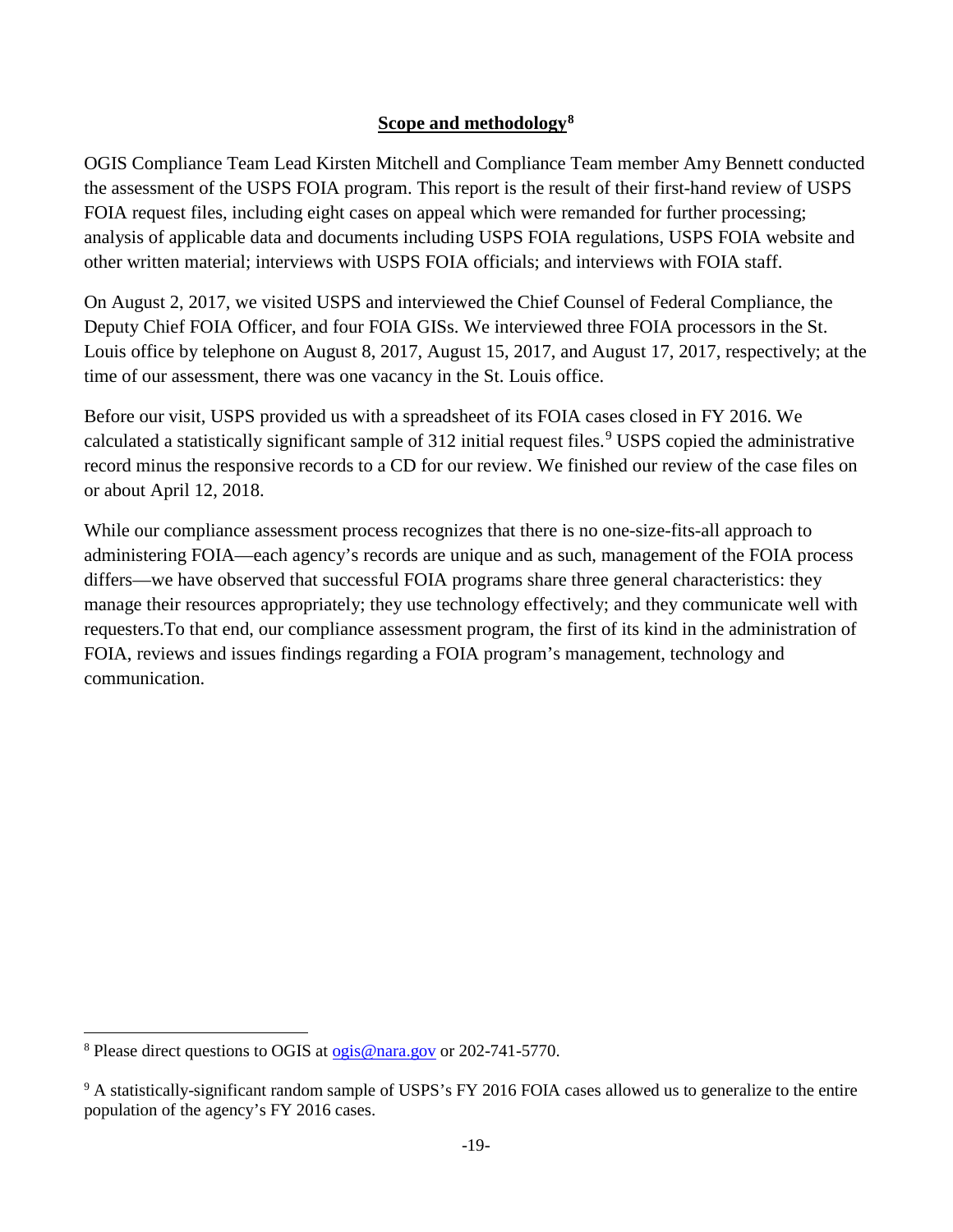## Scope and methodology[8]

OGIS Compliance Team Lead Kirsten Mitchell and Compliance Team member Amy Bennett conducted the assessment of the USPS FOIA program. This report is the result of their first-hand review of USPS FOIA request files, including eight cases on appeal which were remanded for further processing; analysis of applicable data and documents including USPS FOIA regulations, USPS FOIA website and other written material; interviews with USPS FOIA officials; and interviews with FOIA staff.

On August 2, 2017, we visited USPS and interviewed the Chief Counsel of Federal Compliance, the Deputy Chief FOIA Officer, and four FOIA GISs. We interviewed three FOIA processors in the St. Louis office by telephone on August 8, 2017, August 15, 2017, and August 17, 2017, respectively; at the time of our assessment, there was one vacancy in the St. Louis office.

Before our visit, USPS provided us with a spreadsheet of its FOIA cases closed in FY 2016. We calculated a statistically significant sample of 312 initial request files.[9] USPS copied the administrative record minus the responsive records to a CD for our review. We finished our review of the case files on or about April 12, 2018.

While our compliance assessment process recognizes that there is no one-size-fits-all approach to administering FOIA—each agency's records are unique and as such, management of the FOIA process differs—we have observed that successful FOIA programs share three general characteristics: they manage their resources appropriately; they use technology effectively; and they communicate well with requesters.To that end, our compliance assessment program, the first of its kind in the administration of FOIA, reviews and issues findings regarding a FOIA program's management, technology and communication.

---

[8] Please direct questions to OGIS at ogis@nara.gov or 202-741-5770.

[9] A statistically-significant random sample of USPS's FY 2016 FOIA cases allowed us to generalize to the entire population of the agency's FY 2016 cases.